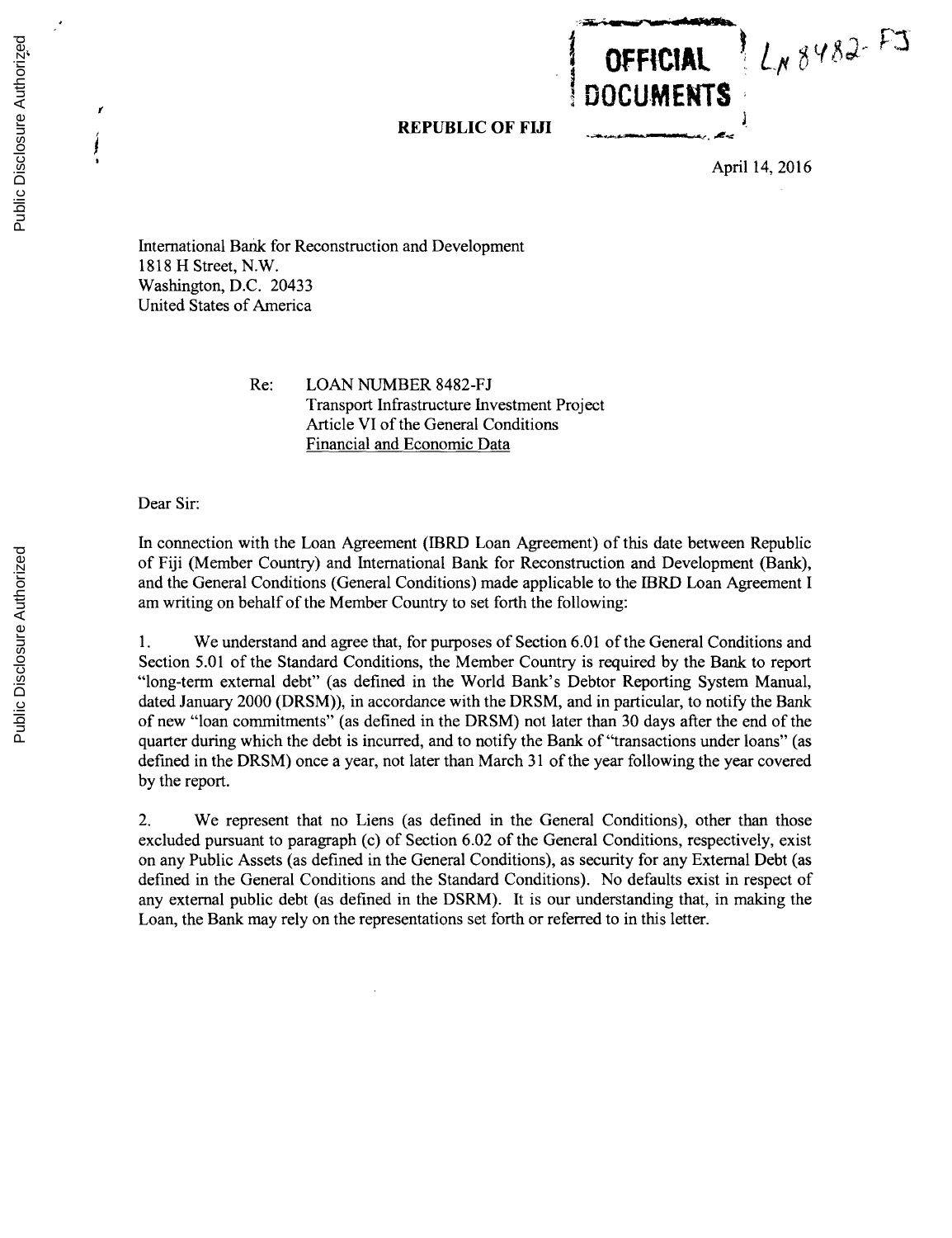OFFICIAL DOCUMENTS

Ln 8482-FJ

**REPUBLIC OF FIJI**

April 14, 2016

International Bank for Reconstruction and Development
1818 H Street, N.W.
Washington, D.C. 20433
United States of America

Re: LOAN NUMBER 8482-FJ
Transport Infrastructure Investment Project
Article VI of the General Conditions
Financial and Economic Data

Dear Sir:

In connection with the Loan Agreement (IBRD Loan Agreement) of this date between Republic of Fiji (Member Country) and International Bank for Reconstruction and Development (Bank), and the General Conditions (General Conditions) made applicable to the IBRD Loan Agreement I am writing on behalf of the Member Country to set forth the following:

1. We understand and agree that, for purposes of Section 6.01 of the General Conditions and Section 5.01 of the Standard Conditions, the Member Country is required by the Bank to report "long-term external debt" (as defined in the World Bank's Debtor Reporting System Manual, dated January 2000 (DRSM)), in accordance with the DRSM, and in particular, to notify the Bank of new "loan commitments" (as defined in the DRSM) not later than 30 days after the end of the quarter during which the debt is incurred, and to notify the Bank of "transactions under loans" (as defined in the DRSM) once a year, not later than March 31 of the year following the year covered by the report.

2. We represent that no Liens (as defined in the General Conditions), other than those excluded pursuant to paragraph (c) of Section 6.02 of the General Conditions, respectively, exist on any Public Assets (as defined in the General Conditions), as security for any External Debt (as defined in the General Conditions and the Standard Conditions). No defaults exist in respect of any external public debt (as defined in the DSRM). It is our understanding that, in making the Loan, the Bank may rely on the representations set forth or referred to in this letter.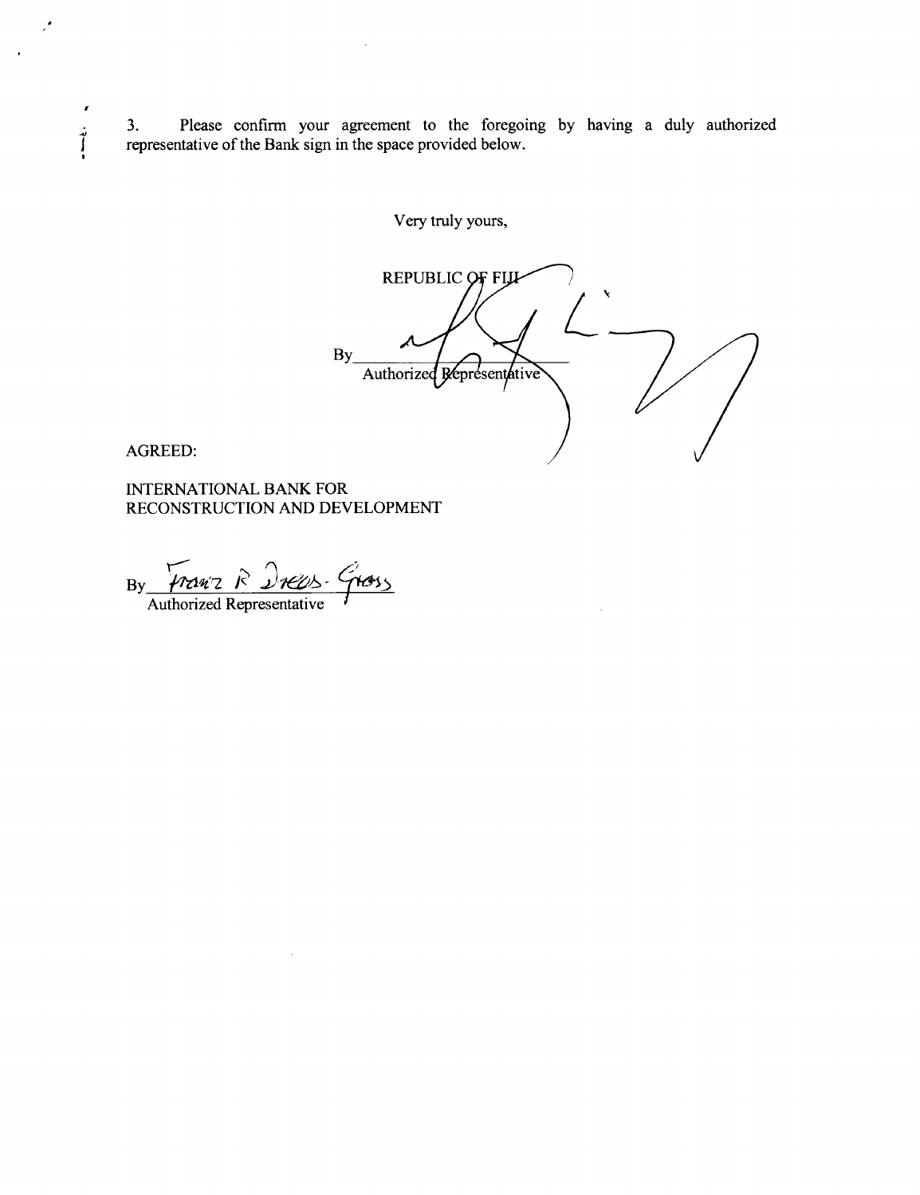3. Please confirm your agreement to the foregoing by having a duly authorized representative of the Bank sign in the space provided below.

Very truly yours,

REPUBLIC OF FIJI

By\_\_\_\_\_\_\_\_\_\_\_\_\_\_\_\_\_\_\_\_\_\_\_\_

Authorized Representative

AGREED:

INTERNATIONAL BANK FOR RECONSTRUCTION AND DEVELOPMENT

By Franz R Drees-Gross

Authorized Representative